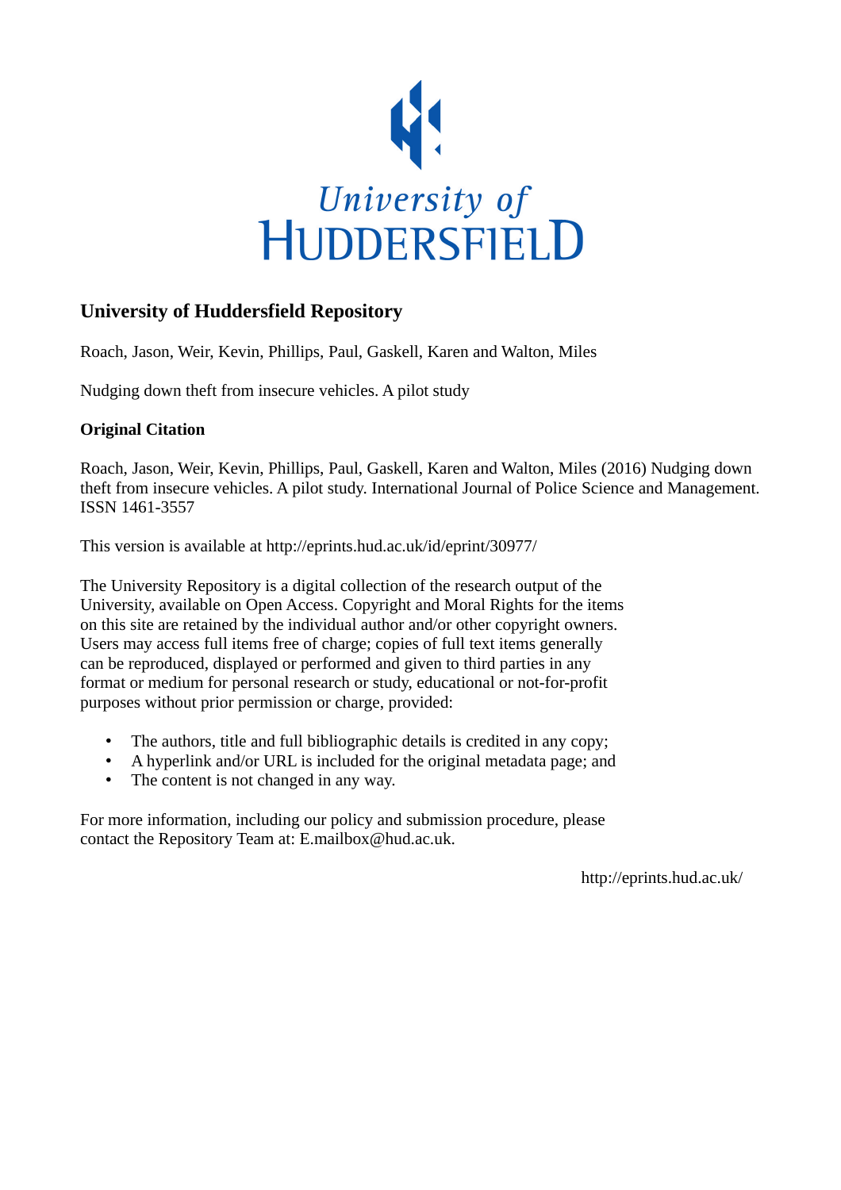University of
HUDDERSFIELD

## University of Huddersfield Repository

Roach, Jason, Weir, Kevin, Phillips, Paul, Gaskell, Karen and Walton, Miles

Nudging down theft from insecure vehicles. A pilot study

### Original Citation

Roach, Jason, Weir, Kevin, Phillips, Paul, Gaskell, Karen and Walton, Miles (2016) Nudging down theft from insecure vehicles. A pilot study. International Journal of Police Science and Management. ISSN 1461-3557

This version is available at http://eprints.hud.ac.uk/id/eprint/30977/

The University Repository is a digital collection of the research output of the University, available on Open Access. Copyright and Moral Rights for the items on this site are retained by the individual author and/or other copyright owners. Users may access full items free of charge; copies of full text items generally can be reproduced, displayed or performed and given to third parties in any format or medium for personal research or study, educational or not-for-profit purposes without prior permission or charge, provided:

- The authors, title and full bibliographic details is credited in any copy;
- A hyperlink and/or URL is included for the original metadata page; and
- The content is not changed in any way.

For more information, including our policy and submission procedure, please contact the Repository Team at: E.mailbox@hud.ac.uk.

http://eprints.hud.ac.uk/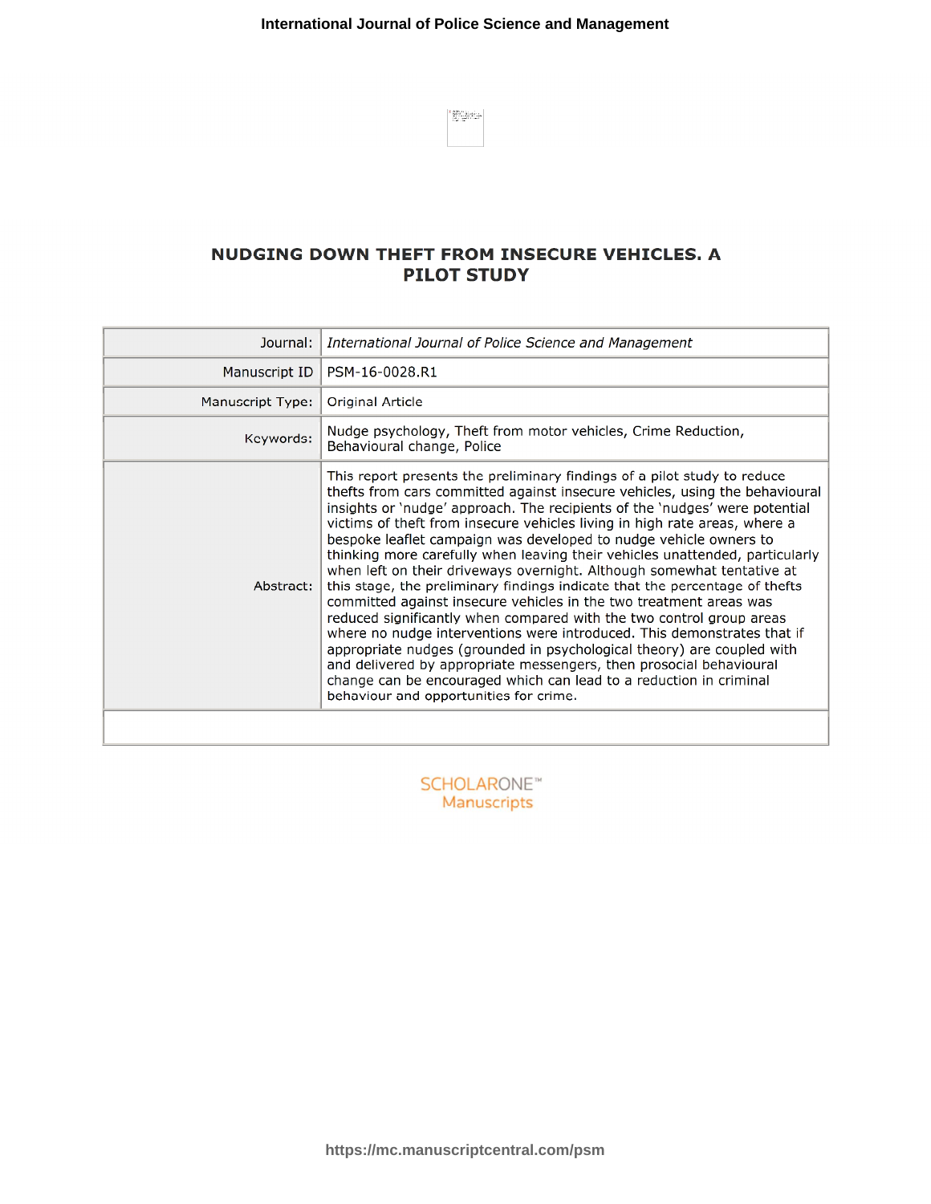# NUDGING DOWN THEFT FROM INSECURE VEHICLES. A PILOT STUDY

| | |
|---|---|
| Journal: | *International Journal of Police Science and Management* |
| Manuscript ID | PSM-16-0028.R1 |
| Manuscript Type: | Original Article |
| Keywords: | Nudge psychology, Theft from motor vehicles, Crime Reduction, Behavioural change, Police |
| Abstract: | This report presents the preliminary findings of a pilot study to reduce thefts from cars committed against insecure vehicles, using the behavioural insights or 'nudge' approach. The recipients of the 'nudges' were potential victims of theft from insecure vehicles living in high rate areas, where a bespoke leaflet campaign was developed to nudge vehicle owners to thinking more carefully when leaving their vehicles unattended, particularly when left on their driveways overnight. Although somewhat tentative at this stage, the preliminary findings indicate that the percentage of thefts committed against insecure vehicles in the two treatment areas was reduced significantly when compared with the two control group areas where no nudge interventions were introduced. This demonstrates that if appropriate nudges (grounded in psychological theory) are coupled with and delivered by appropriate messengers, then prosocial behavioural change can be encouraged which can lead to a reduction in criminal behaviour and opportunities for crime. |

SCHOLARONE™
Manuscripts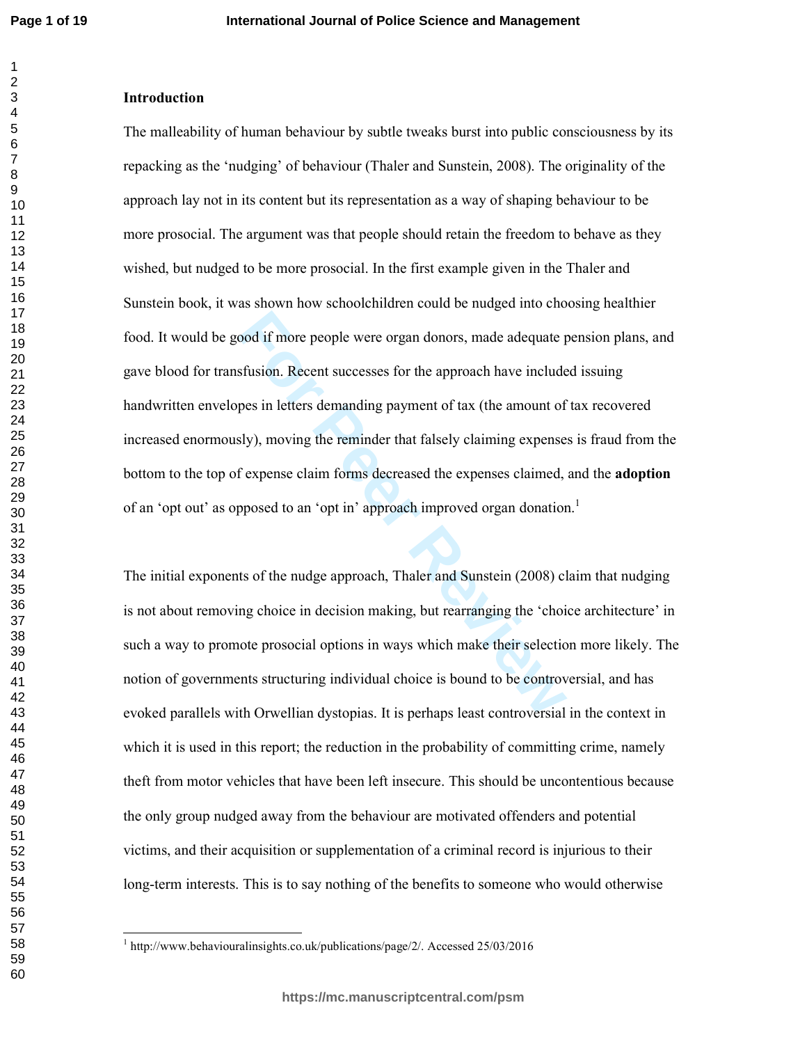## Introduction

The malleability of human behaviour by subtle tweaks burst into public consciousness by its repacking as the 'nudging' of behaviour (Thaler and Sunstein, 2008). The originality of the approach lay not in its content but its representation as a way of shaping behaviour to be more prosocial. The argument was that people should retain the freedom to behave as they wished, but nudged to be more prosocial. In the first example given in the Thaler and Sunstein book, it was shown how schoolchildren could be nudged into choosing healthier food. It would be good if more people were organ donors, made adequate pension plans, and gave blood for transfusion. Recent successes for the approach have included issuing handwritten envelopes in letters demanding payment of tax (the amount of tax recovered increased enormously), moving the reminder that falsely claiming expenses is fraud from the bottom to the top of expense claim forms decreased the expenses claimed, and the **adoption** of an 'opt out' as opposed to an 'opt in' approach improved organ donation.[1]

The initial exponents of the nudge approach, Thaler and Sunstein (2008) claim that nudging is not about removing choice in decision making, but rearranging the 'choice architecture' in such a way to promote prosocial options in ways which make their selection more likely. The notion of governments structuring individual choice is bound to be controversial, and has evoked parallels with Orwellian dystopias. It is perhaps least controversial in the context in which it is used in this report; the reduction in the probability of committing crime, namely theft from motor vehicles that have been left insecure. This should be uncontentious because the only group nudged away from the behaviour are motivated offenders and potential victims, and their acquisition or supplementation of a criminal record is injurious to their long-term interests. This is to say nothing of the benefits to someone who would otherwise

---

[1] http://www.behaviouralinsights.co.uk/publications/page/2/. Accessed 25/03/2016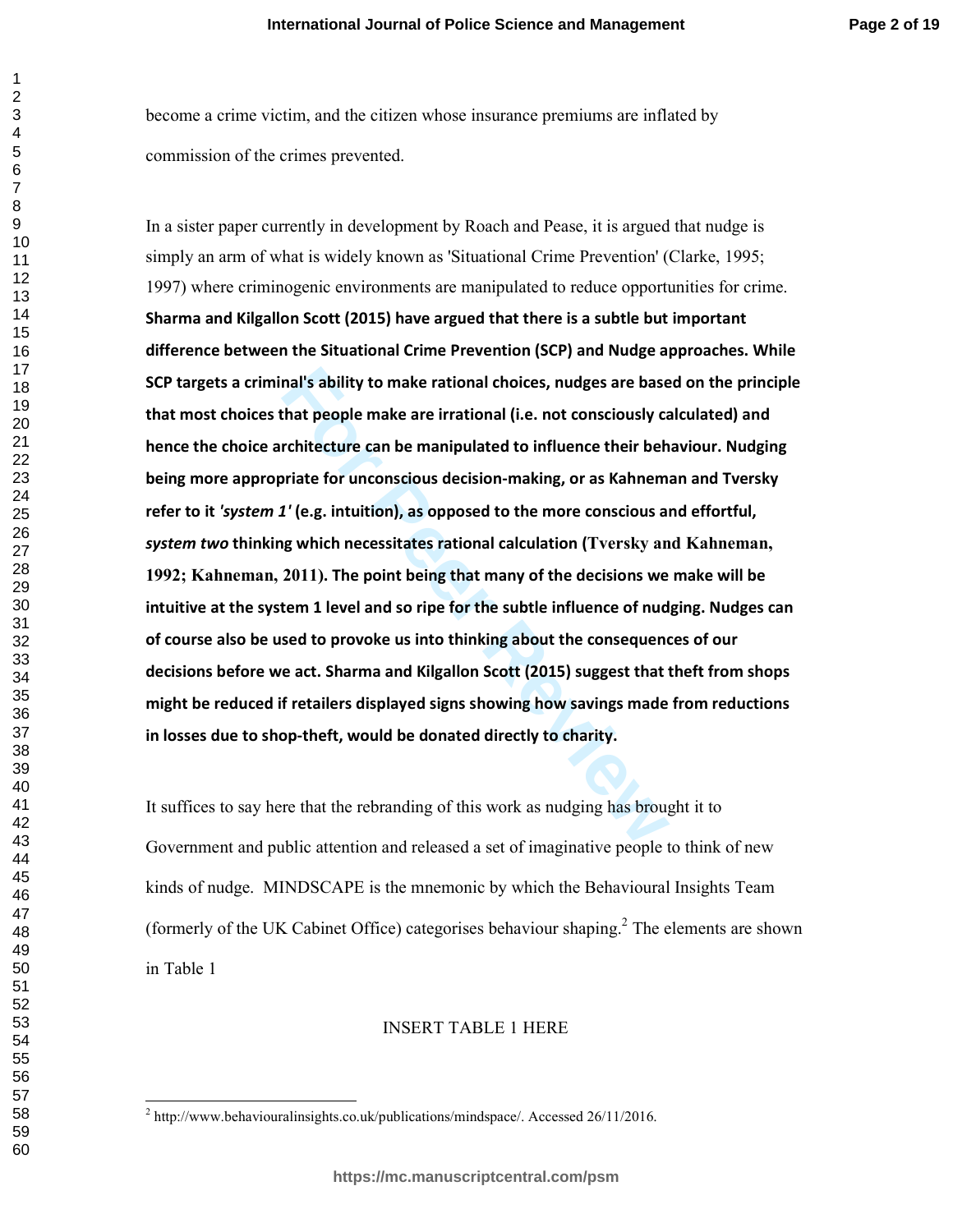become a crime victim, and the citizen whose insurance premiums are inflated by commission of the crimes prevented.

In a sister paper currently in development by Roach and Pease, it is argued that nudge is simply an arm of what is widely known as 'Situational Crime Prevention' (Clarke, 1995; 1997) where criminogenic environments are manipulated to reduce opportunities for crime. **Sharma and Kilgallon Scott (2015) have argued that there is a subtle but important difference between the Situational Crime Prevention (SCP) and Nudge approaches. While SCP targets a criminal's ability to make rational choices, nudges are based on the principle that most choices that people make are irrational (i.e. not consciously calculated) and hence the choice architecture can be manipulated to influence their behaviour. Nudging being more appropriate for unconscious decision-making, or as Kahneman and Tversky refer to it *'system 1'* (e.g. intuition), as opposed to the more conscious and effortful, *system two* thinking which necessitates rational calculation (Tversky and Kahneman, 1992; Kahneman, 2011). The point being that many of the decisions we make will be intuitive at the system 1 level and so ripe for the subtle influence of nudging. Nudges can of course also be used to provoke us into thinking about the consequences of our decisions before we act. Sharma and Kilgallon Scott (2015) suggest that theft from shops might be reduced if retailers displayed signs showing how savings made from reductions in losses due to shop-theft, would be donated directly to charity.**

It suffices to say here that the rebranding of this work as nudging has brought it to Government and public attention and released a set of imaginative people to think of new kinds of nudge. MINDSCAPE is the mnemonic by which the Behavioural Insights Team (formerly of the UK Cabinet Office) categorises behaviour shaping.[2] The elements are shown in Table 1

INSERT TABLE 1 HERE

[2] http://www.behaviouralinsights.co.uk/publications/mindspace/. Accessed 26/11/2016.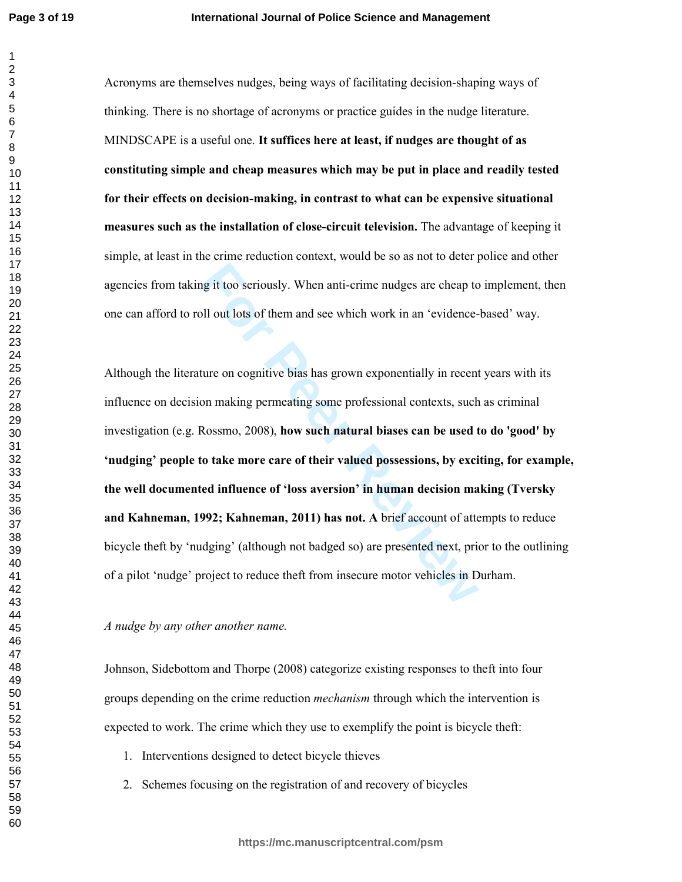Acronyms are themselves nudges, being ways of facilitating decision-shaping ways of thinking. There is no shortage of acronyms or practice guides in the nudge literature. MINDSCAPE is a useful one. **It suffices here at least, if nudges are thought of as constituting simple and cheap measures which may be put in place and readily tested for their effects on decision-making, in contrast to what can be expensive situational measures such as the installation of close-circuit television.** The advantage of keeping it simple, at least in the crime reduction context, would be so as not to deter police and other agencies from taking it too seriously. When anti-crime nudges are cheap to implement, then one can afford to roll out lots of them and see which work in an 'evidence-based' way.

Although the literature on cognitive bias has grown exponentially in recent years with its influence on decision making permeating some professional contexts, such as criminal investigation (e.g. Rossmo, 2008), **how such natural biases can be used to do 'good' by 'nudging' people to take more care of their valued possessions, by exciting, for example, the well documented influence of 'loss aversion' in human decision making (Tversky and Kahneman, 1992; Kahneman, 2011) has not. A** brief account of attempts to reduce bicycle theft by 'nudging' (although not badged so) are presented next, prior to the outlining of a pilot 'nudge' project to reduce theft from insecure motor vehicles in Durham.

*A nudge by any other another name.*

Johnson, Sidebottom and Thorpe (2008) categorize existing responses to theft into four groups depending on the crime reduction *mechanism* through which the intervention is expected to work. The crime which they use to exemplify the point is bicycle theft:

1. Interventions designed to detect bicycle thieves
2. Schemes focusing on the registration of and recovery of bicycles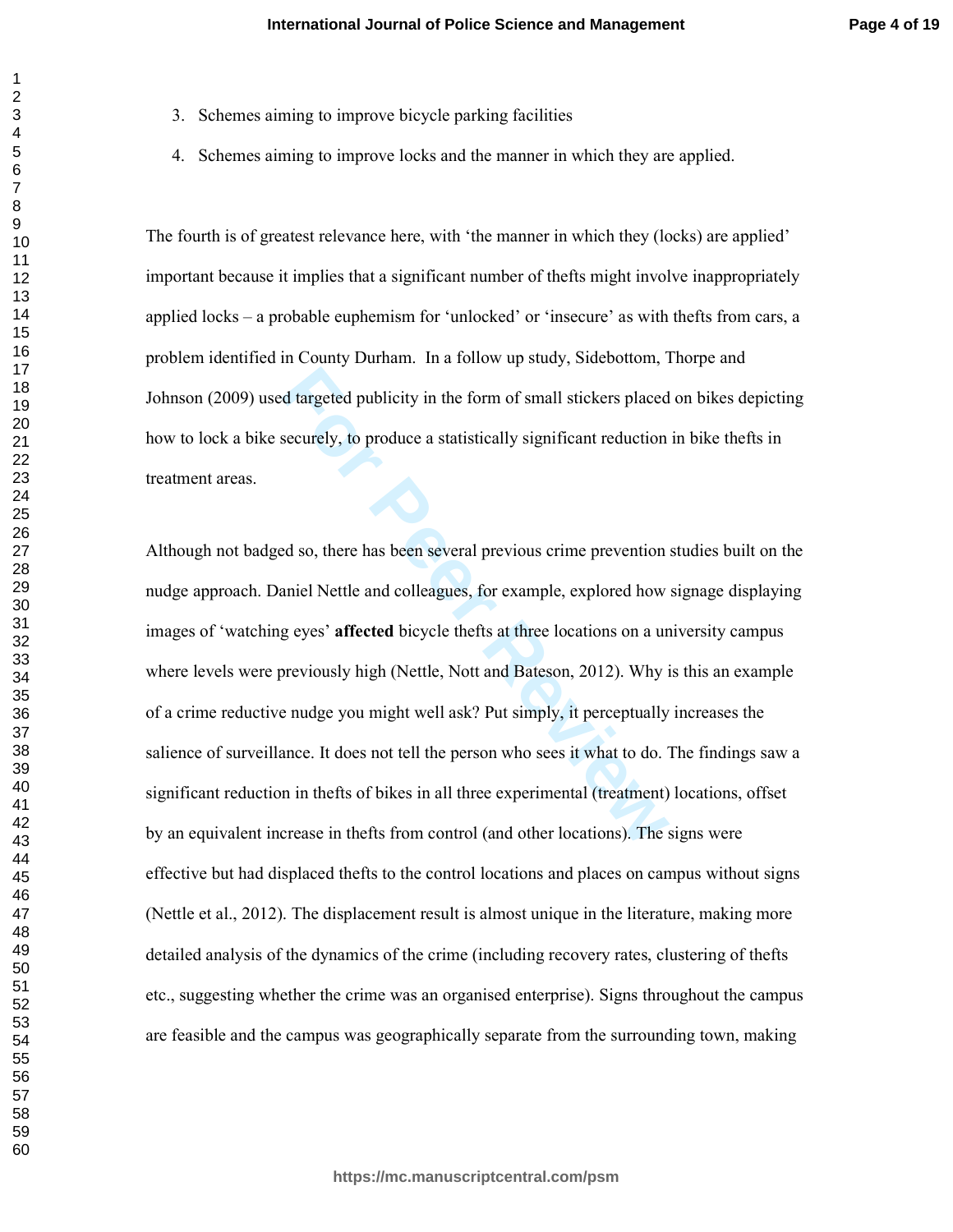3. Schemes aiming to improve bicycle parking facilities
4. Schemes aiming to improve locks and the manner in which they are applied.

The fourth is of greatest relevance here, with 'the manner in which they (locks) are applied' important because it implies that a significant number of thefts might involve inappropriately applied locks – a probable euphemism for 'unlocked' or 'insecure' as with thefts from cars, a problem identified in County Durham. In a follow up study, Sidebottom, Thorpe and Johnson (2009) used targeted publicity in the form of small stickers placed on bikes depicting how to lock a bike securely, to produce a statistically significant reduction in bike thefts in treatment areas.

Although not badged so, there has been several previous crime prevention studies built on the nudge approach. Daniel Nettle and colleagues, for example, explored how signage displaying images of 'watching eyes' **affected** bicycle thefts at three locations on a university campus where levels were previously high (Nettle, Nott and Bateson, 2012). Why is this an example of a crime reductive nudge you might well ask? Put simply, it perceptually increases the salience of surveillance. It does not tell the person who sees it what to do. The findings saw a significant reduction in thefts of bikes in all three experimental (treament) locations, offset by an equivalent increase in thefts from control (and other locations). The signs were effective but had displaced thefts to the control locations and places on campus without signs (Nettle et al., 2012). The displacement result is almost unique in the literature, making more detailed analysis of the dynamics of the crime (including recovery rates, clustering of thefts etc., suggesting whether the crime was an organised enterprise). Signs throughout the campus are feasible and the campus was geographically separate from the surrounding town, making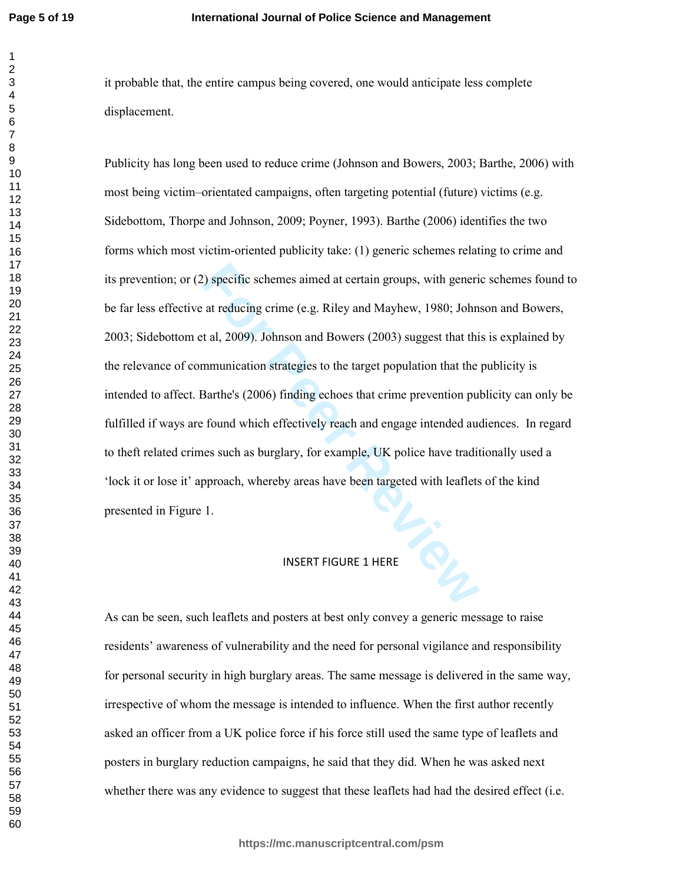it probable that, the entire campus being covered, one would anticipate less complete displacement.

Publicity has long been used to reduce crime (Johnson and Bowers, 2003; Barthe, 2006) with most being victim–orientated campaigns, often targeting potential (future) victims (e.g. Sidebottom, Thorpe and Johnson, 2009; Poyner, 1993). Barthe (2006) identifies the two forms which most victim-oriented publicity take: (1) generic schemes relating to crime and its prevention; or (2) specific schemes aimed at certain groups, with generic schemes found to be far less effective at reducing crime (e.g. Riley and Mayhew, 1980; Johnson and Bowers, 2003; Sidebottom et al, 2009). Johnson and Bowers (2003) suggest that this is explained by the relevance of communication strategies to the target population that the publicity is intended to affect. Barthe's (2006) finding echoes that crime prevention publicity can only be fulfilled if ways are found which effectively reach and engage intended audiences. In regard to theft related crimes such as burglary, for example, UK police have traditionally used a 'lock it or lose it' approach, whereby areas have been targeted with leaflets of the kind presented in Figure 1.

INSERT FIGURE 1 HERE

As can be seen, such leaflets and posters at best only convey a generic message to raise residents' awareness of vulnerability and the need for personal vigilance and responsibility for personal security in high burglary areas. The same message is delivered in the same way, irrespective of whom the message is intended to influence. When the first author recently asked an officer from a UK police force if his force still used the same type of leaflets and posters in burglary reduction campaigns, he said that they did. When he was asked next whether there was any evidence to suggest that these leaflets had had the desired effect (i.e.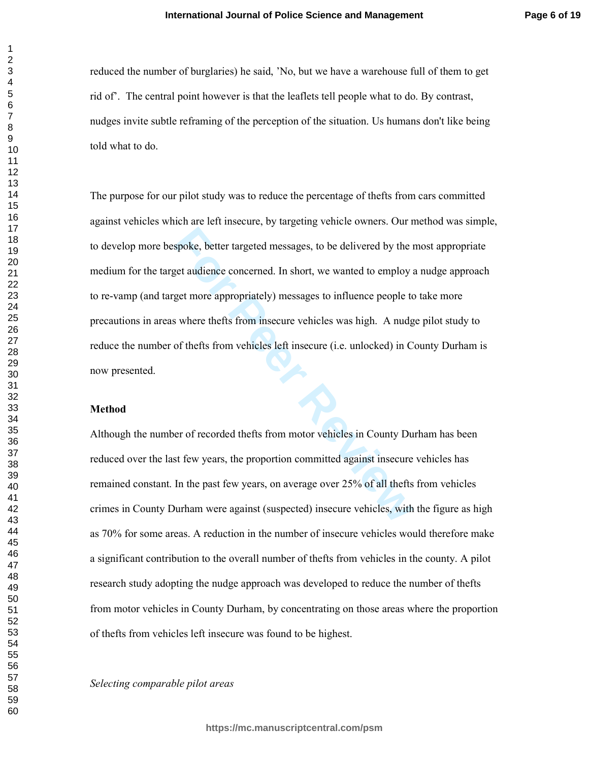reduced the number of burglaries) he said, 'No, but we have a warehouse full of them to get rid of'. The central point however is that the leaflets tell people what to do. By contrast, nudges invite subtle reframing of the perception of the situation. Us humans don't like being told what to do.

The purpose for our pilot study was to reduce the percentage of thefts from cars committed against vehicles which are left insecure, by targeting vehicle owners. Our method was simple, to develop more bespoke, better targeted messages, to be delivered by the most appropriate medium for the target audience concerned. In short, we wanted to employ a nudge approach to re-vamp (and target more appropriately) messages to influence people to take more precautions in areas where thefts from insecure vehicles was high. A nudge pilot study to reduce the number of thefts from vehicles left insecure (i.e. unlocked) in County Durham is now presented.

**Method**

Although the number of recorded thefts from motor vehicles in County Durham has been reduced over the last few years, the proportion committed against insecure vehicles has remained constant. In the past few years, on average over 25% of all thefts from vehicles crimes in County Durham were against (suspected) insecure vehicles, with the figure as high as 70% for some areas. A reduction in the number of insecure vehicles would therefore make a significant contribution to the overall number of thefts from vehicles in the county. A pilot research study adopting the nudge approach was developed to reduce the number of thefts from motor vehicles in County Durham, by concentrating on those areas where the proportion of thefts from vehicles left insecure was found to be highest.

*Selecting comparable pilot areas*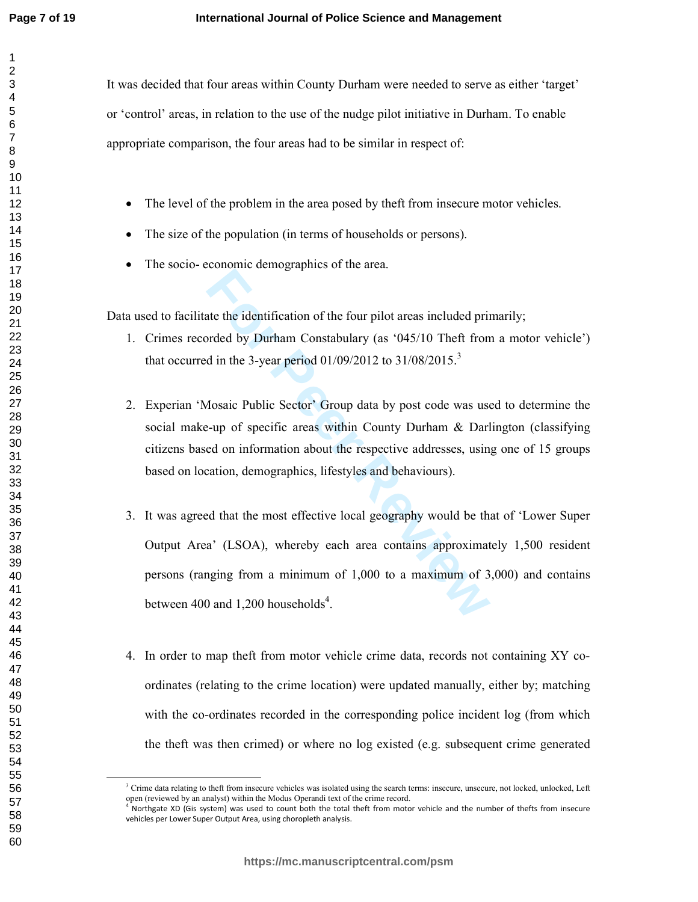It was decided that four areas within County Durham were needed to serve as either 'target' or 'control' areas, in relation to the use of the nudge pilot initiative in Durham. To enable appropriate comparison, the four areas had to be similar in respect of:

- The level of the problem in the area posed by theft from insecure motor vehicles.
- The size of the population (in terms of households or persons).
- The socio- economic demographics of the area.

Data used to facilitate the identification of the four pilot areas included primarily;

1. Crimes recorded by Durham Constabulary (as '045/10 Theft from a motor vehicle') that occurred in the 3-year period 01/09/2012 to 31/08/2015.[3]

2. Experian 'Mosaic Public Sector' Group data by post code was used to determine the social make-up of specific areas within County Durham & Darlington (classifying citizens based on information about the respective addresses, using one of 15 groups based on location, demographics, lifestyles and behaviours).

3. It was agreed that the most effective local geography would be that of 'Lower Super Output Area' (LSOA), whereby each area contains approximately 1,500 resident persons (ranging from a minimum of 1,000 to a maximum of 3,000) and contains between 400 and 1,200 households[4].

4. In order to map theft from motor vehicle crime data, records not containing XY co-ordinates (relating to the crime location) were updated manually, either by; matching with the co-ordinates recorded in the corresponding police incident log (from which the theft was then crimed) or where no log existed (e.g. subsequent crime generated

---

[3] Crime data relating to theft from insecure vehicles was isolated using the search terms: insecure, unsecure, not locked, unlocked, Left open (reviewed by an analyst) within the Modus Operandi text of the crime record.

[4] Northgate XD (Gis system) was used to count both the total theft from motor vehicle and the number of thefts from insecure vehicles per Lower Super Output Area, using choropleth analysis.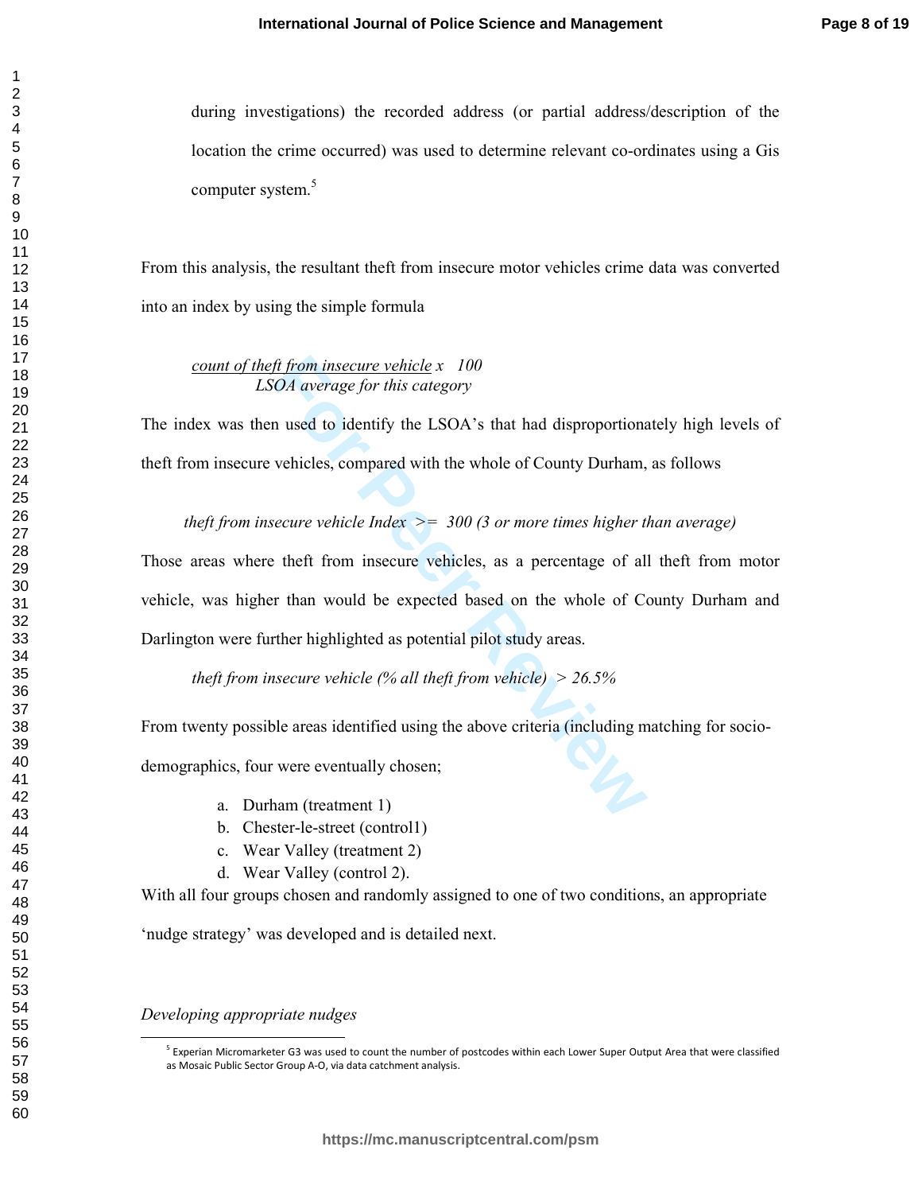during investigations) the recorded address (or partial address/description of the location the crime occurred) was used to determine relevant co-ordinates using a Gis computer system.[5]

From this analysis, the resultant theft from insecure motor vehicles crime data was converted into an index by using the simple formula

$$\frac{\textit{count of theft from insecure vehicle}}{\textit{LSOA average for this category}} \times 100$$

The index was then used to identify the LSOA's that had disproportionately high levels of theft from insecure vehicles, compared with the whole of County Durham, as follows

*theft from insecure vehicle Index >= 300 (3 or more times higher than average)*

Those areas where theft from insecure vehicles, as a percentage of all theft from motor vehicle, was higher than would be expected based on the whole of County Durham and Darlington were further highlighted as potential pilot study areas.

*theft from insecure vehicle (% all theft from vehicle) > 26.5%*

From twenty possible areas identified using the above criteria (including matching for socio-demographics, four were eventually chosen;

a. Durham (treatment 1)
b. Chester-le-street (control1)
c. Wear Valley (treatment 2)
d. Wear Valley (control 2).

With all four groups chosen and randomly assigned to one of two conditions, an appropriate 'nudge strategy' was developed and is detailed next.

*Developing appropriate nudges*

[5] Experian Micromarketer G3 was used to count the number of postcodes within each Lower Super Output Area that were classified as Mosaic Public Sector Group A-O, via data catchment analysis.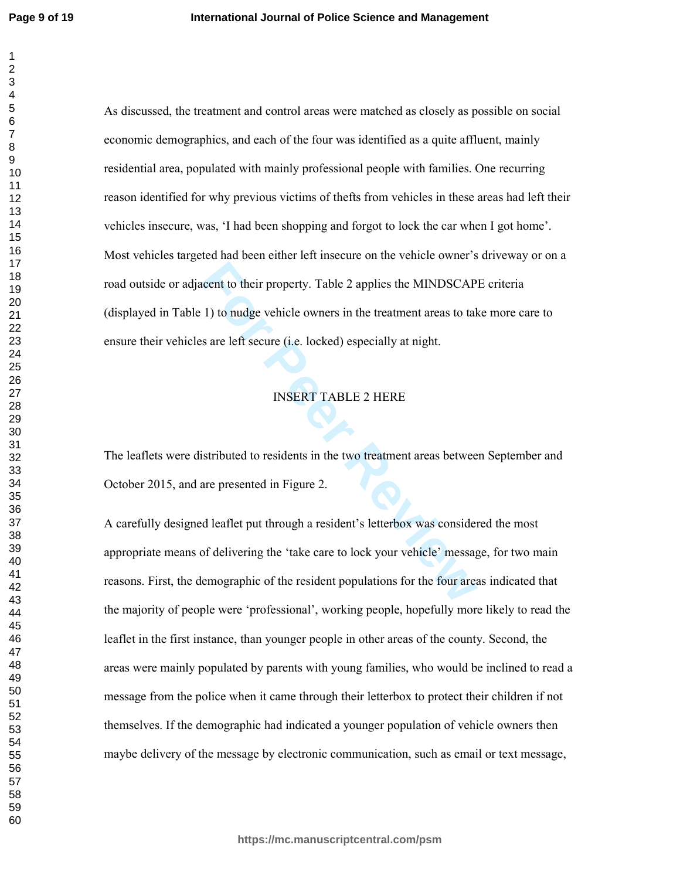As discussed, the treatment and control areas were matched as closely as possible on social economic demographics, and each of the four was identified as a quite affluent, mainly residential area, populated with mainly professional people with families. One recurring reason identified for why previous victims of thefts from vehicles in these areas had left their vehicles insecure, was, 'I had been shopping and forgot to lock the car when I got home'. Most vehicles targeted had been either left insecure on the vehicle owner's driveway or on a road outside or adjacent to their property. Table 2 applies the MINDSCAPE criteria (displayed in Table 1) to nudge vehicle owners in the treatment areas to take more care to ensure their vehicles are left secure (i.e. locked) especially at night.

INSERT TABLE 2 HERE

The leaflets were distributed to residents in the two treatment areas between September and October 2015, and are presented in Figure 2.

A carefully designed leaflet put through a resident's letterbox was considered the most appropriate means of delivering the 'take care to lock your vehicle' message, for two main reasons. First, the demographic of the resident populations for the four areas indicated that the majority of people were 'professional', working people, hopefully more likely to read the leaflet in the first instance, than younger people in other areas of the county. Second, the areas were mainly populated by parents with young families, who would be inclined to read a message from the police when it came through their letterbox to protect their children if not themselves. If the demographic had indicated a younger population of vehicle owners then maybe delivery of the message by electronic communication, such as email or text message,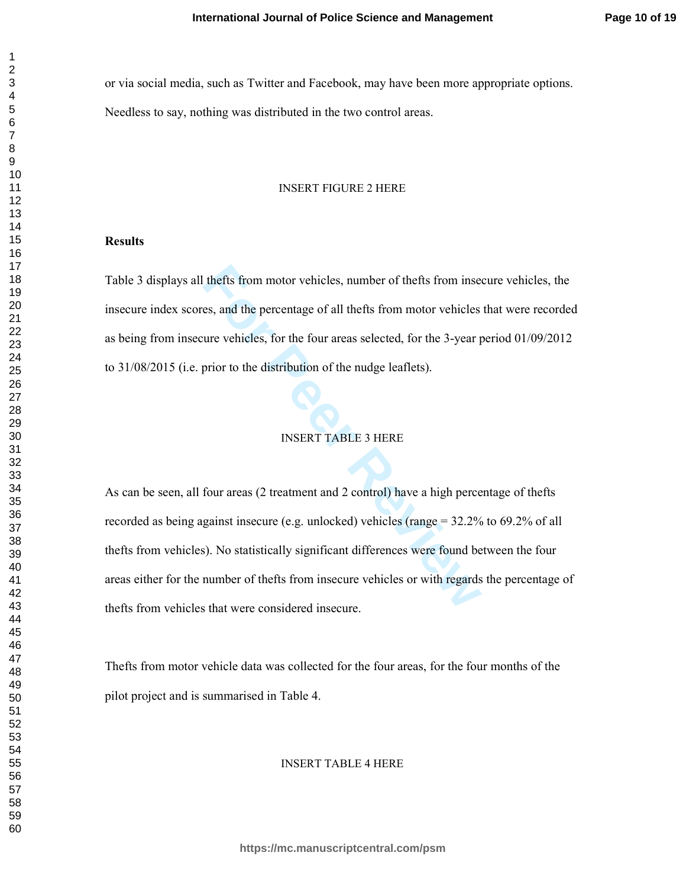or via social media, such as Twitter and Facebook, may have been more appropriate options. Needless to say, nothing was distributed in the two control areas.

INSERT FIGURE 2 HERE

**Results**

Table 3 displays all thefts from motor vehicles, number of thefts from insecure vehicles, the insecure index scores, and the percentage of all thefts from motor vehicles that were recorded as being from insecure vehicles, for the four areas selected, for the 3-year period 01/09/2012 to 31/08/2015 (i.e. prior to the distribution of the nudge leaflets).

INSERT TABLE 3 HERE

As can be seen, all four areas (2 treatment and 2 control) have a high percentage of thefts recorded as being against insecure (e.g. unlocked) vehicles (range = 32.2% to 69.2% of all thefts from vehicles). No statistically significant differences were found between the four areas either for the number of thefts from insecure vehicles or with regards the percentage of thefts from vehicles that were considered insecure.

Thefts from motor vehicle data was collected for the four areas, for the four months of the pilot project and is summarised in Table 4.

INSERT TABLE 4 HERE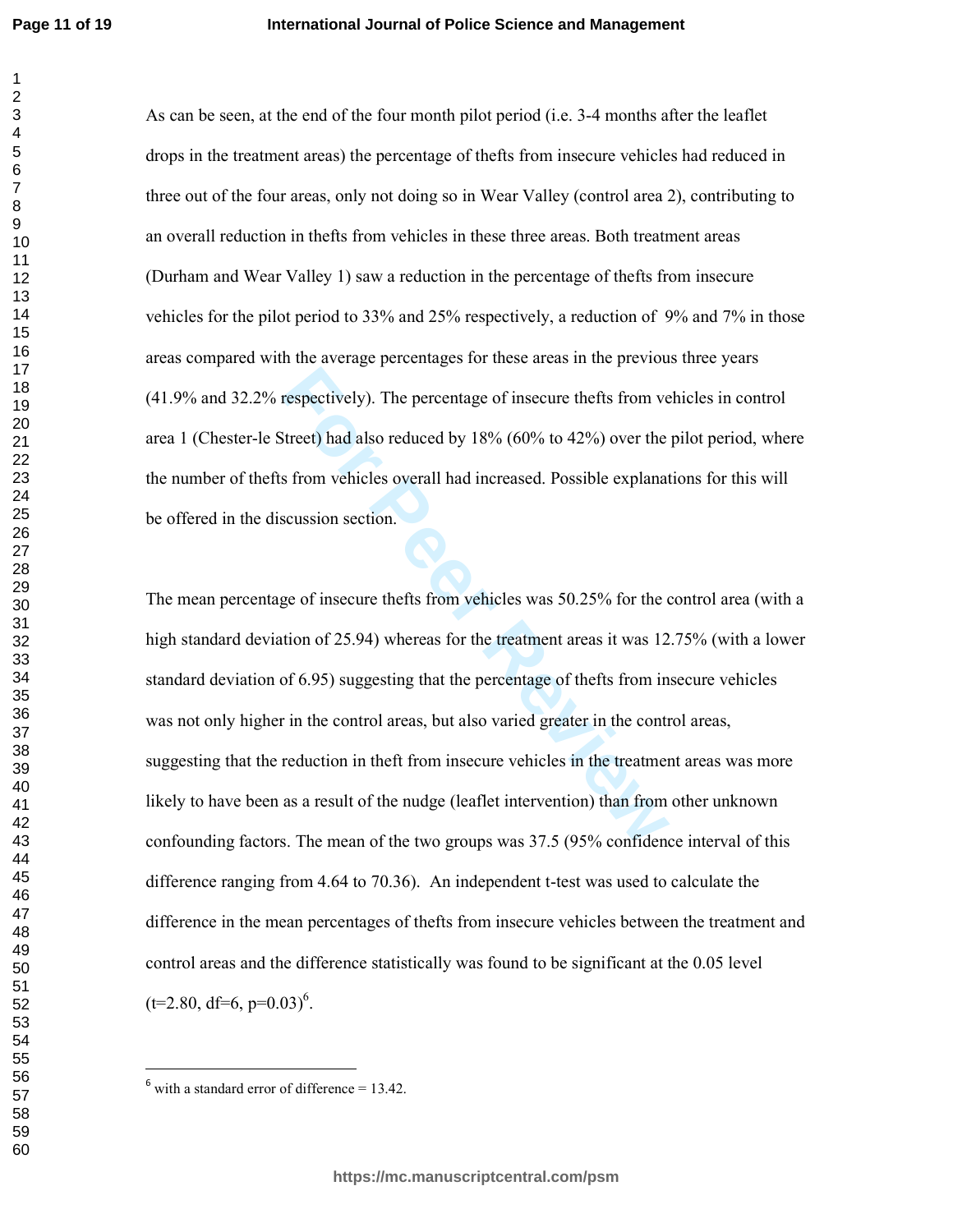As can be seen, at the end of the four month pilot period (i.e. 3-4 months after the leaflet drops in the treatment areas) the percentage of thefts from insecure vehicles had reduced in three out of the four areas, only not doing so in Wear Valley (control area 2), contributing to an overall reduction in thefts from vehicles in these three areas. Both treatment areas (Durham and Wear Valley 1) saw a reduction in the percentage of thefts from insecure vehicles for the pilot period to 33% and 25% respectively, a reduction of 9% and 7% in those areas compared with the average percentages for these areas in the previous three years (41.9% and 32.2% respectively). The percentage of insecure thefts from vehicles in control area 1 (Chester-le Street) had also reduced by 18% (60% to 42%) over the pilot period, where the number of thefts from vehicles overall had increased. Possible explanations for this will be offered in the discussion section.

The mean percentage of insecure thefts from vehicles was 50.25% for the control area (with a high standard deviation of 25.94) whereas for the treatment areas it was 12.75% (with a lower standard deviation of 6.95) suggesting that the percentage of thefts from insecure vehicles was not only higher in the control areas, but also varied greater in the control areas, suggesting that the reduction in theft from insecure vehicles in the treatment areas was more likely to have been as a result of the nudge (leaflet intervention) than from other unknown confounding factors. The mean of the two groups was 37.5 (95% confidence interval of this difference ranging from 4.64 to 70.36). An independent t-test was used to calculate the difference in the mean percentages of thefts from insecure vehicles between the treatment and control areas and the difference statistically was found to be significant at the 0.05 level ($t=2.80$, $df=6$, $p=0.03$)[6].

[6] with a standard error of difference = 13.42.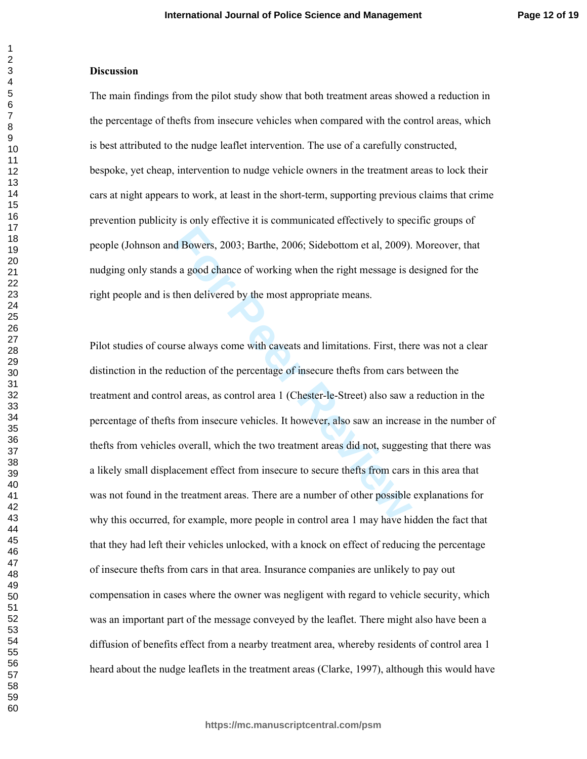**Discussion**

The main findings from the pilot study show that both treatment areas showed a reduction in the percentage of thefts from insecure vehicles when compared with the control areas, which is best attributed to the nudge leaflet intervention. The use of a carefully constructed, bespoke, yet cheap, intervention to nudge vehicle owners in the treatment areas to lock their cars at night appears to work, at least in the short-term, supporting previous claims that crime prevention publicity is only effective it is communicated effectively to specific groups of people (Johnson and Bowers, 2003; Barthe, 2006; Sidebottom et al, 2009). Moreover, that nudging only stands a good chance of working when the right message is designed for the right people and is then delivered by the most appropriate means.

Pilot studies of course always come with caveats and limitations. First, there was not a clear distinction in the reduction of the percentage of insecure thefts from cars between the treatment and control areas, as control area 1 (Chester-le-Street) also saw a reduction in the percentage of thefts from insecure vehicles. It however, also saw an increase in the number of thefts from vehicles overall, which the two treatment areas did not, suggesting that there was a likely small displacement effect from insecure to secure thefts from cars in this area that was not found in the treatment areas. There are a number of other possible explanations for why this occurred, for example, more people in control area 1 may have hidden the fact that that they had left their vehicles unlocked, with a knock on effect of reducing the percentage of insecure thefts from cars in that area. Insurance companies are unlikely to pay out compensation in cases where the owner was negligent with regard to vehicle security, which was an important part of the message conveyed by the leaflet. There might also have been a diffusion of benefits effect from a nearby treatment area, whereby residents of control area 1 heard about the nudge leaflets in the treatment areas (Clarke, 1997), although this would have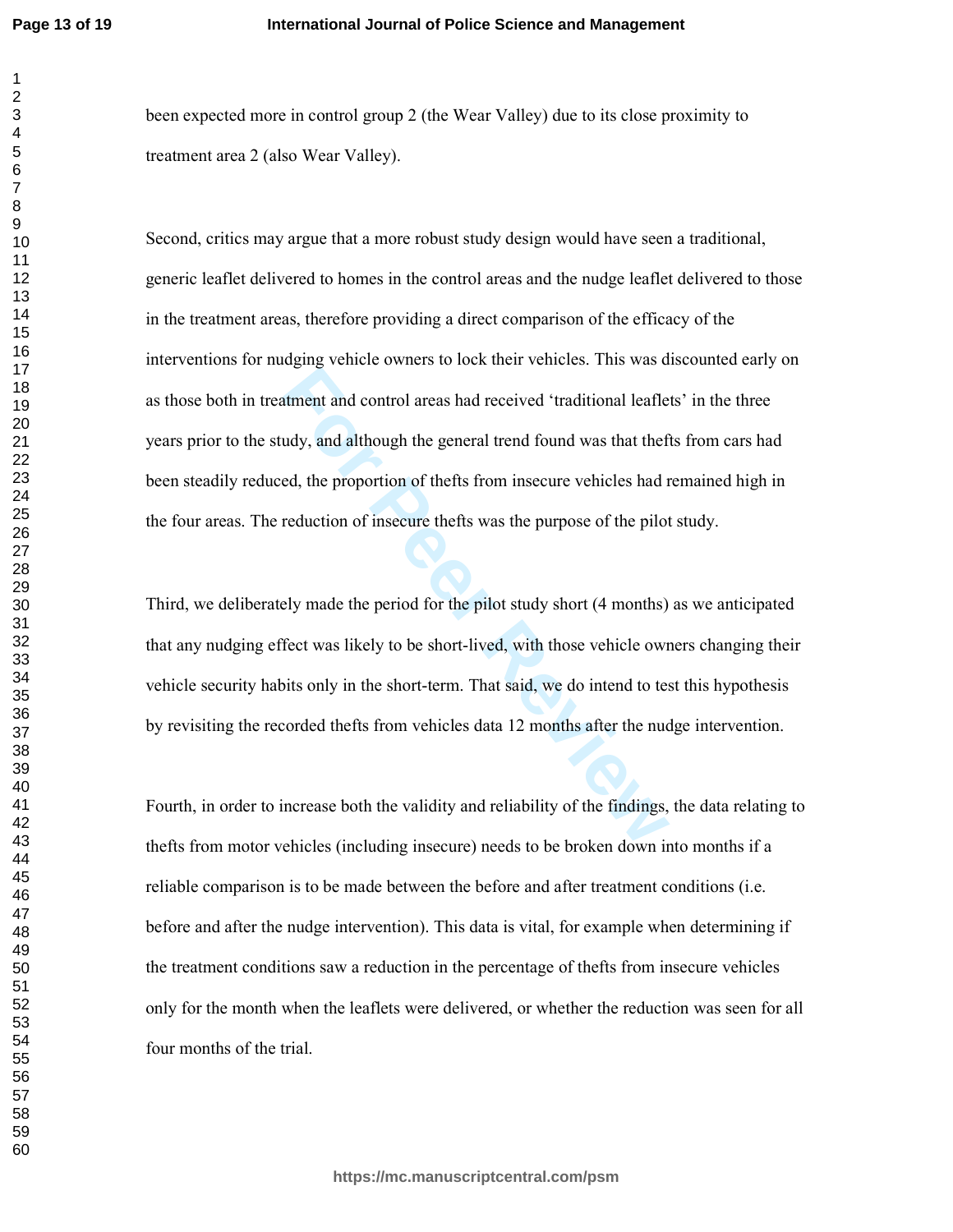been expected more in control group 2 (the Wear Valley) due to its close proximity to treatment area 2 (also Wear Valley).

Second, critics may argue that a more robust study design would have seen a traditional, generic leaflet delivered to homes in the control areas and the nudge leaflet delivered to those in the treatment areas, therefore providing a direct comparison of the efficacy of the interventions for nudging vehicle owners to lock their vehicles. This was discounted early on as those both in treatment and control areas had received 'traditional leaflets' in the three years prior to the study, and although the general trend found was that thefts from cars had been steadily reduced, the proportion of thefts from insecure vehicles had remained high in the four areas. The reduction of insecure thefts was the purpose of the pilot study.

Third, we deliberately made the period for the pilot study short (4 months) as we anticipated that any nudging effect was likely to be short-lived, with those vehicle owners changing their vehicle security habits only in the short-term. That said, we do intend to test this hypothesis by revisiting the recorded thefts from vehicles data 12 months after the nudge intervention.

Fourth, in order to increase both the validity and reliability of the findings, the data relating to thefts from motor vehicles (including insecure) needs to be broken down into months if a reliable comparison is to be made between the before and after treatment conditions (i.e. before and after the nudge intervention). This data is vital, for example when determining if the treatment conditions saw a reduction in the percentage of thefts from insecure vehicles only for the month when the leaflets were delivered, or whether the reduction was seen for all four months of the trial.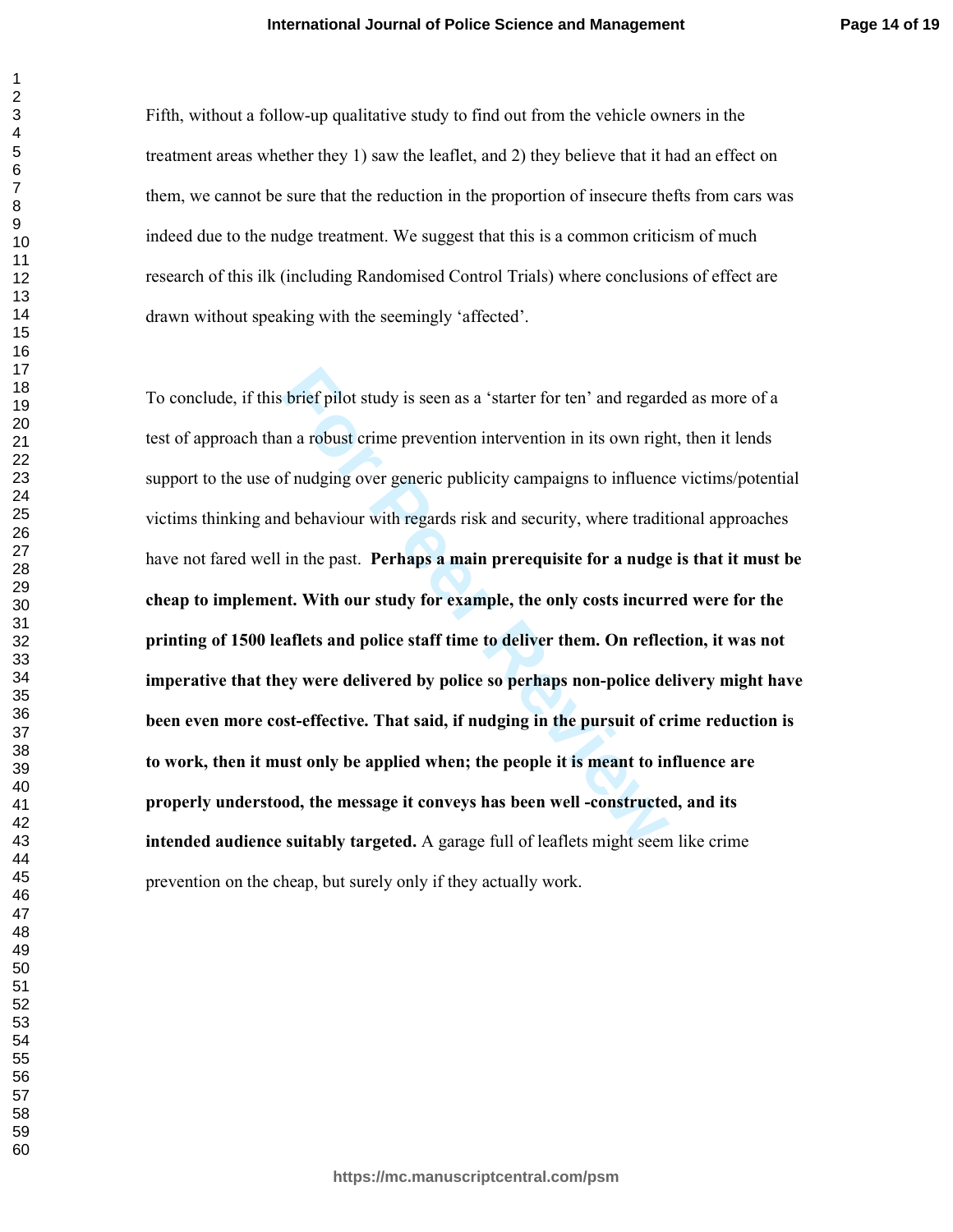Fifth, without a follow-up qualitative study to find out from the vehicle owners in the treatment areas whether they 1) saw the leaflet, and 2) they believe that it had an effect on them, we cannot be sure that the reduction in the proportion of insecure thefts from cars was indeed due to the nudge treatment. We suggest that this is a common criticism of much research of this ilk (including Randomised Control Trials) where conclusions of effect are drawn without speaking with the seemingly 'affected'.

To conclude, if this brief pilot study is seen as a 'starter for ten' and regarded as more of a test of approach than a robust crime prevention intervention in its own right, then it lends support to the use of nudging over generic publicity campaigns to influence victims/potential victims thinking and behaviour with regards risk and security, where traditional approaches have not fared well in the past. **Perhaps a main prerequisite for a nudge is that it must be cheap to implement. With our study for example, the only costs incurred were for the printing of 1500 leaflets and police staff time to deliver them. On reflection, it was not imperative that they were delivered by police so perhaps non-police delivery might have been even more cost-effective. That said, if nudging in the pursuit of crime reduction is to work, then it must only be applied when; the people it is meant to influence are properly understood, the message it conveys has been well -constructed, and its intended audience suitably targeted.** A garage full of leaflets might seem like crime prevention on the cheap, but surely only if they actually work.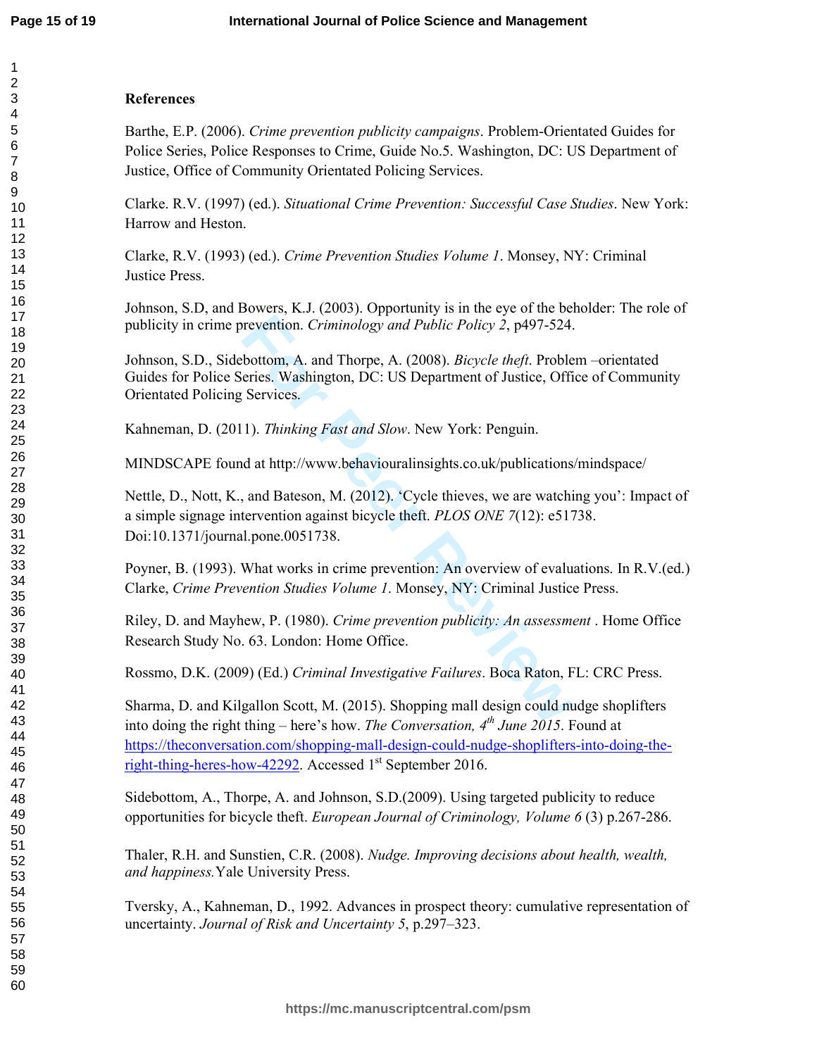**References**

Barthe, E.P. (2006). *Crime prevention publicity campaigns*. Problem-Orientated Guides for Police Series, Police Responses to Crime, Guide No.5. Washington, DC: US Department of Justice, Office of Community Orientated Policing Services.

Clarke. R.V. (1997) (ed.). *Situational Crime Prevention: Successful Case Studies*. New York: Harrow and Heston.

Clarke, R.V. (1993) (ed.). *Crime Prevention Studies Volume 1*. Monsey, NY: Criminal Justice Press.

Johnson, S.D, and Bowers, K.J. (2003). Opportunity is in the eye of the beholder: The role of publicity in crime prevention. *Criminology and Public Policy 2*, p497-524.

Johnson, S.D., Sidebottom, A. and Thorpe, A. (2008). *Bicycle theft*. Problem –orientated Guides for Police Series. Washington, DC: US Department of Justice, Office of Community Orientated Policing Services.

Kahneman, D. (2011). *Thinking Fast and Slow*. New York: Penguin.

MINDSCAPE found at http://www.behaviouralinsights.co.uk/publications/mindspace/

Nettle, D., Nott, K., and Bateson, M. (2012). 'Cycle thieves, we are watching you': Impact of a simple signage intervention against bicycle theft. *PLOS ONE 7*(12): e51738. Doi:10.1371/journal.pone.0051738.

Poyner, B. (1993). What works in crime prevention: An overview of evaluations. In R.V.(ed.) Clarke, *Crime Prevention Studies Volume 1*. Monsey, NY: Criminal Justice Press.

Riley, D. and Mayhew, P. (1980). *Crime prevention publicity: An assessment* . Home Office Research Study No. 63. London: Home Office.

Rossmo, D.K. (2009) (Ed.) *Criminal Investigative Failures*. Boca Raton, FL: CRC Press.

Sharma, D. and Kilgallon Scott, M. (2015). Shopping mall design could nudge shoplifters into doing the right thing – here's how. *The Conversation, 4th June 2015*. Found at https://theconversation.com/shopping-mall-design-could-nudge-shoplifters-into-doing-the-right-thing-heres-how-42292. Accessed 1st September 2016.

Sidebottom, A., Thorpe, A. and Johnson, S.D.(2009). Using targeted publicity to reduce opportunities for bicycle theft. *European Journal of Criminology, Volume 6* (3) p.267-286.

Thaler, R.H. and Sunstien, C.R. (2008). *Nudge. Improving decisions about health, wealth, and happiness.* Yale University Press.

Tversky, A., Kahneman, D., 1992. Advances in prospect theory: cumulative representation of uncertainty. *Journal of Risk and Uncertainty 5*, p.297–323.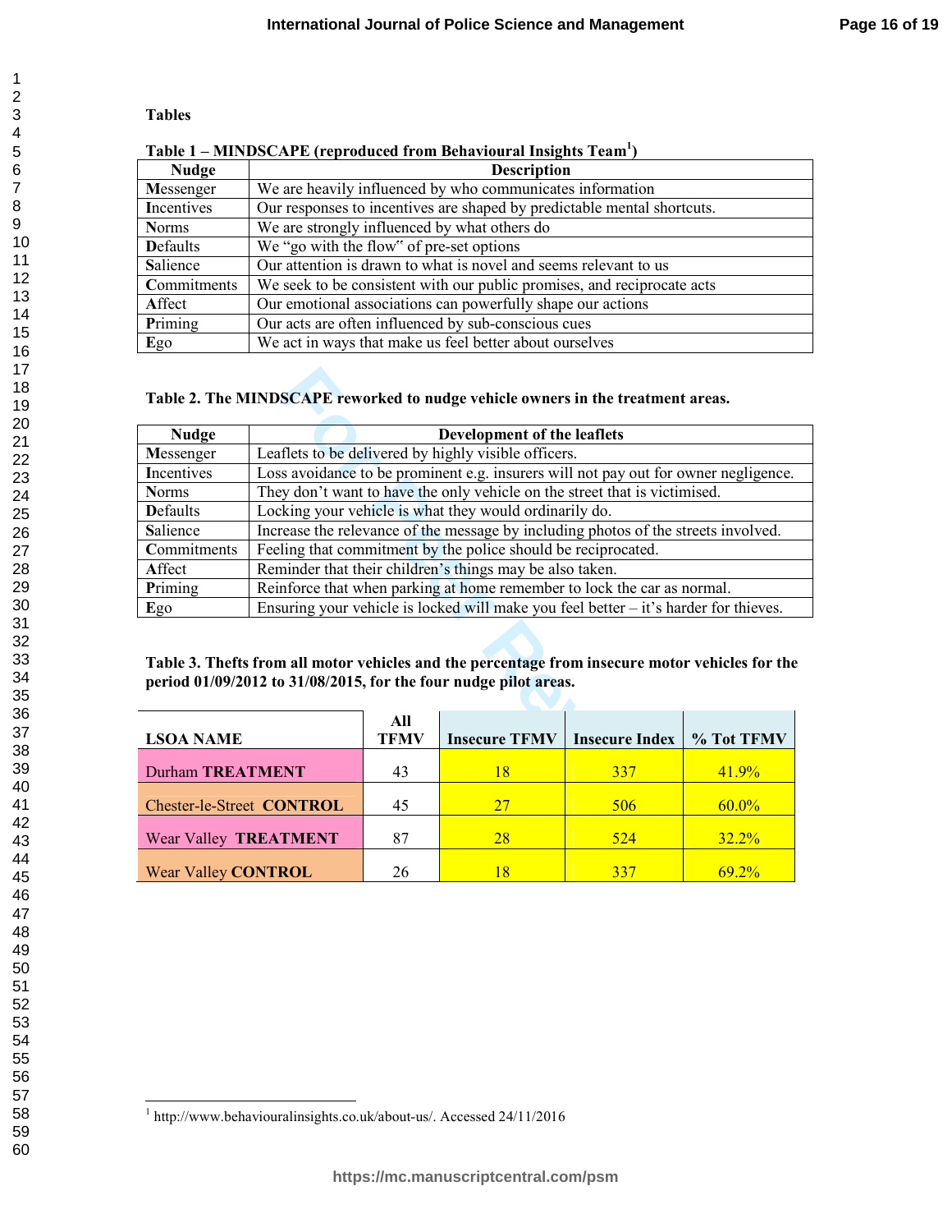## Tables

**Table 1 – MINDSCAPE (reproduced from Behavioural Insights Team[1])**

| Nudge | Description |
|---|---|
| **M**essenger | We are heavily influenced by who communicates information |
| **I**ncentives | Our responses to incentives are shaped by predictable mental shortcuts. |
| **N**orms | We are strongly influenced by what others do |
| **D**efaults | We "go with the flow" of pre-set options |
| **S**alience | Our attention is drawn to what is novel and seems relevant to us |
| **C**ommitments | We seek to be consistent with our public promises, and reciprocate acts |
| **A**ffect | Our emotional associations can powerfully shape our actions |
| **P**riming | Our acts are often influenced by sub-conscious cues |
| **E**go | We act in ways that make us feel better about ourselves |

**Table 2. The MINDSCAPE reworked to nudge vehicle owners in the treatment areas.**

| Nudge | Development of the leaflets |
|---|---|
| **M**essenger | Leaflets to be delivered by highly visible officers. |
| **I**ncentives | Loss avoidance to be prominent e.g. insurers will not pay out for owner negligence. |
| **N**orms | They don't want to have the only vehicle on the street that is victimised. |
| **D**efaults | Locking your vehicle is what they would ordinarily do. |
| **S**alience | Increase the relevance of the message by including photos of the streets involved. |
| **C**ommitments | Feeling that commitment by the police should be reciprocated. |
| **A**ffect | Reminder that their children's things may be also taken. |
| **P**riming | Reinforce that when parking at home remember to lock the car as normal. |
| **E**go | Ensuring your vehicle is locked will make you feel better – it's harder for thieves. |

**Table 3. Thefts from all motor vehicles and the percentage from insecure motor vehicles for the period 01/09/2012 to 31/08/2015, for the four nudge pilot areas.**

| LSOA NAME | All TFMV | Insecure TFMV | Insecure Index | % Tot TFMV |
|---|---|---|---|---|
| Durham **TREATMENT** | 43 | 18 | 337 | 41.9% |
| Chester-le-Street **CONTROL** | 45 | 27 | 506 | 60.0% |
| Wear Valley **TREATMENT** | 87 | 28 | 524 | 32.2% |
| Wear Valley **CONTROL** | 26 | 18 | 337 | 69.2% |

[1] http://www.behaviouralinsights.co.uk/about-us/. Accessed 24/11/2016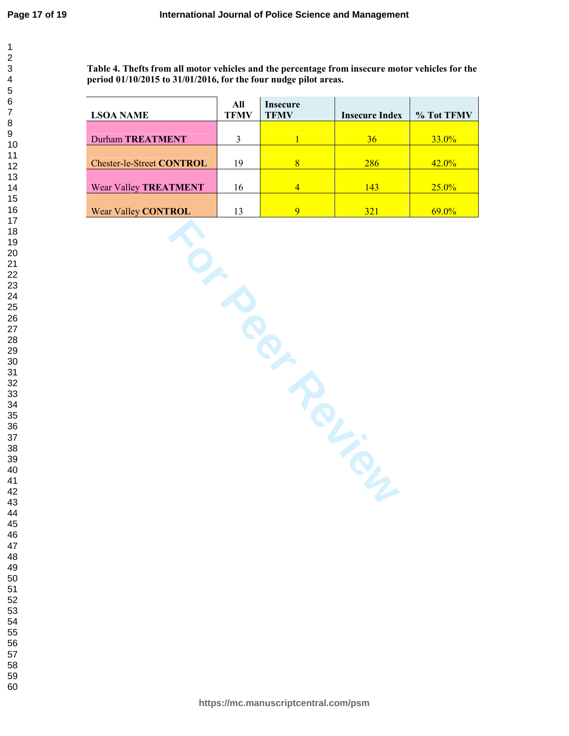**Table 4. Thefts from all motor vehicles and the percentage from insecure motor vehicles for the period 01/10/2015 to 31/01/2016, for the four nudge pilot areas.**

| LSOA NAME | All TFMV | Insecure TFMV | Insecure Index | % Tot TFMV |
|---|---|---|---|---|
| Durham **TREATMENT** | 3 | 1 | 36 | 33.0% |
| Chester-le-Street **CONTROL** | 19 | 8 | 286 | 42.0% |
| Wear Valley **TREATMENT** | 16 | 4 | 143 | 25.0% |
| Wear Valley **CONTROL** | 13 | 9 | 321 | 69.0% |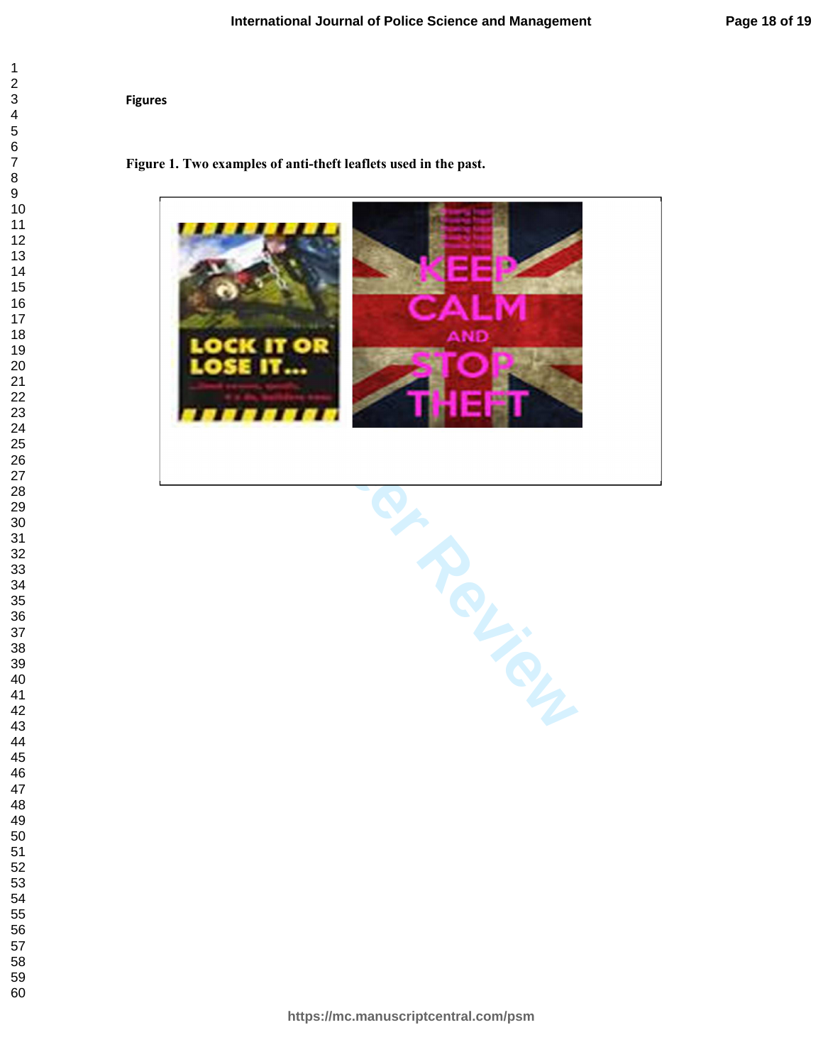Figures

**Figure 1. Two examples of anti-theft leaflets used in the past.**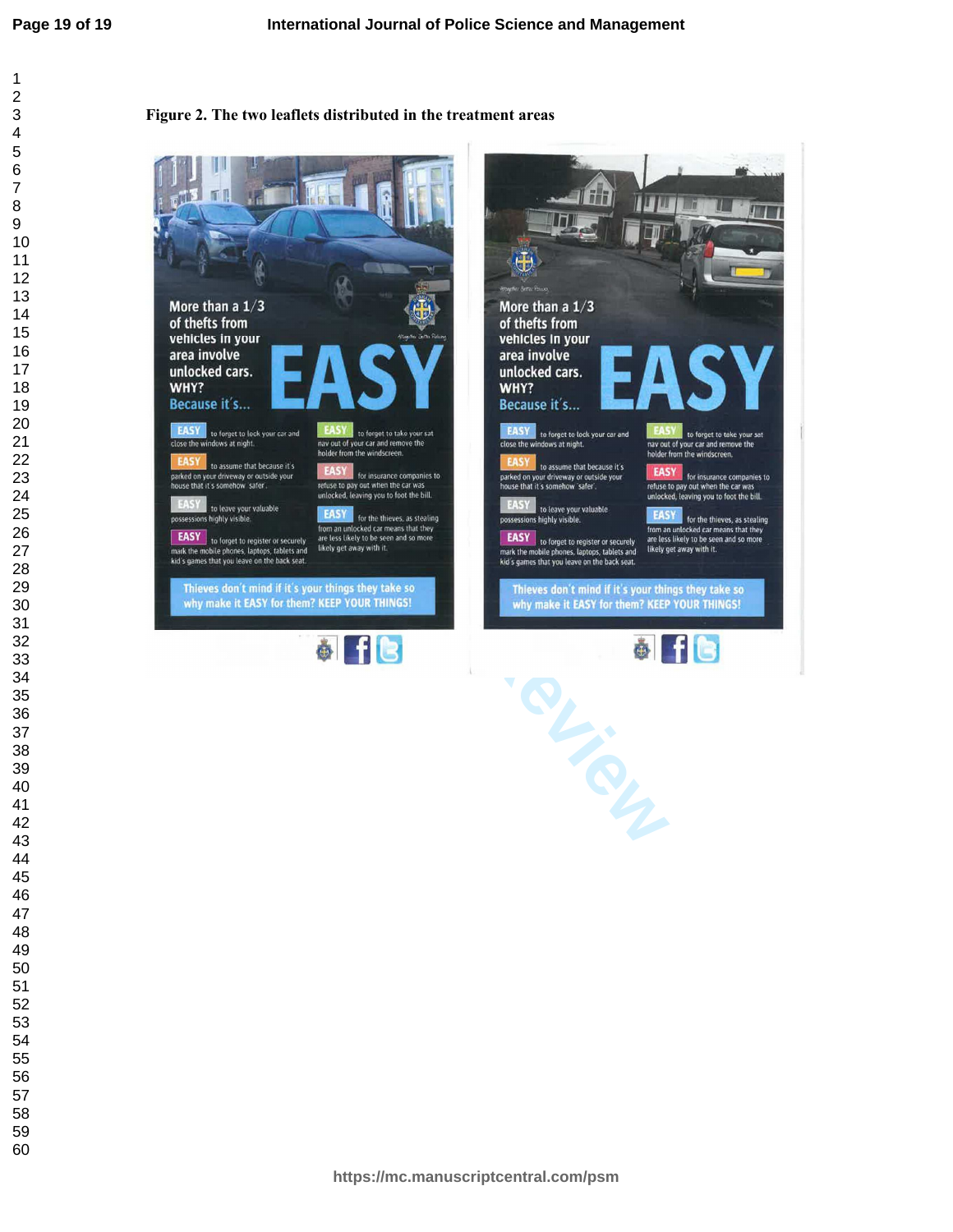**Figure 2. The two leaflets distributed in the treatment areas**

More than a 1/3 of thefts from vehicles in your area involve unlocked cars. WHY? Because it's... EASY

EASY to forget to lock your car and close the windows at night.

EASY to assume that because it's parked on your driveway or outside your house that it's somehow safer.

EASY to leave your valuable possessions highly visible.

EASY to forget to register or securely mark the mobile phones, laptops, tablets and kid's games that you leave on the back seat.

EASY to forget to take your sat nav out of your car and remove the holder from the windscreen.

EASY for insurance companies to refuse to pay out when the car was unlocked, leaving you to foot the bill.

EASY for the thieves, as stealing from an unlocked car means that they are less likely to be seen and so more likely get away with it.

Thieves don't mind if it's your things they take so why make it EASY for them? KEEP YOUR THINGS!